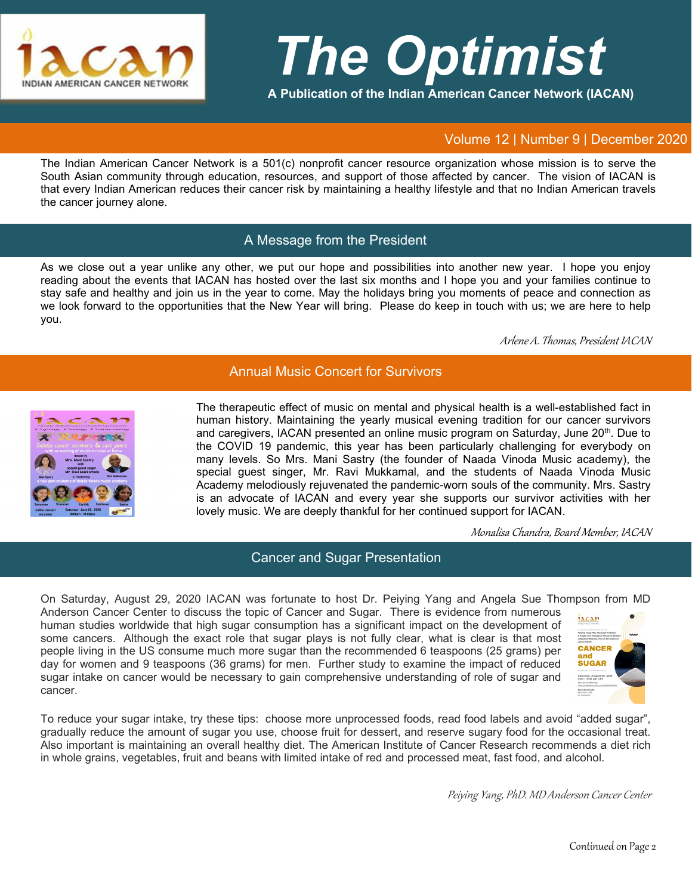# The Optimist

**A Publication of the Indian American Cancer Network (IACAN)**

Volume 12 | Number 9 | December 2020

The Indian American Cancer Network is a 501(c) nonprofit cancer resource organization whose mission is to serve the South Asian community through education, resources, and support of those affected by cancer. The vision of IACAN is that every Indian American reduces their cancer risk by maintaining a healthy lifestyle and that no Indian American travels the cancer journey alone.

## A Message from the President

As we close out a year unlike any other, we put our hope and possibilities into another new year. I hope you enjoy reading about the events that IACAN has hosted over the last six months and I hope you and your families continue to stay safe and healthy and join us in the year to come. May the holidays bring you moments of peace and connection as we look forward to the opportunities that the New Year will bring. Please do keep in touch with us; we are here to help you.

*Arlene A. Thomas, President IACAN*

## Annual Music Concert for Survivors

The therapeutic effect of music on mental and physical health is a well-established fact in human history. Maintaining the yearly musical evening tradition for our cancer survivors and caregivers, IACAN presented an online music program on Saturday, June 20th. Due to the COVID 19 pandemic, this year has been particularly challenging for everybody on many levels. So Mrs. Mani Sastry (the founder of Naada Vinoda Music academy), the special guest singer, Mr. Ravi Mukkamal, and the students of Naada Vinoda Music Academy melodiously rejuvenated the pandemic-worn souls of the community. Mrs. Sastry is an advocate of IACAN and every year she supports our survivor activities with her lovely music. We are deeply thankful for her continued support for IACAN.

*Monalisa Chandra, Board Member, IACAN*

## Cancer and Sugar Presentation

On Saturday, August 29, 2020 IACAN was fortunate to host Dr. Peiying Yang and Angela Sue Thompson from MD Anderson Cancer Center to discuss the topic of Cancer and Sugar. There is evidence from numerous human studies worldwide that high sugar consumption has a significant impact on the development of some cancers. Although the exact role that sugar plays is not fully clear, what is clear is that most people living in the US consume much more sugar than the recommended 6 teaspoons (25 grams) per day for women and 9 teaspoons (36 grams) for men. Further study to examine the impact of reduced sugar intake on cancer would be necessary to gain comprehensive understanding of role of sugar and cancer.

To reduce your sugar intake, try these tips: choose more unprocessed foods, read food labels and avoid "added sugar", gradually reduce the amount of sugar you use, choose fruit for dessert, and reserve sugary food for the occasional treat. Also important is maintaining an overall healthy diet. The American Institute of Cancer Research recommends a diet rich in whole grains, vegetables, fruit and beans with limited intake of red and processed meat, fast food, and alcohol.

*Peiying Yang, PhD. MD Anderson Cancer Center*

Continued on Page 2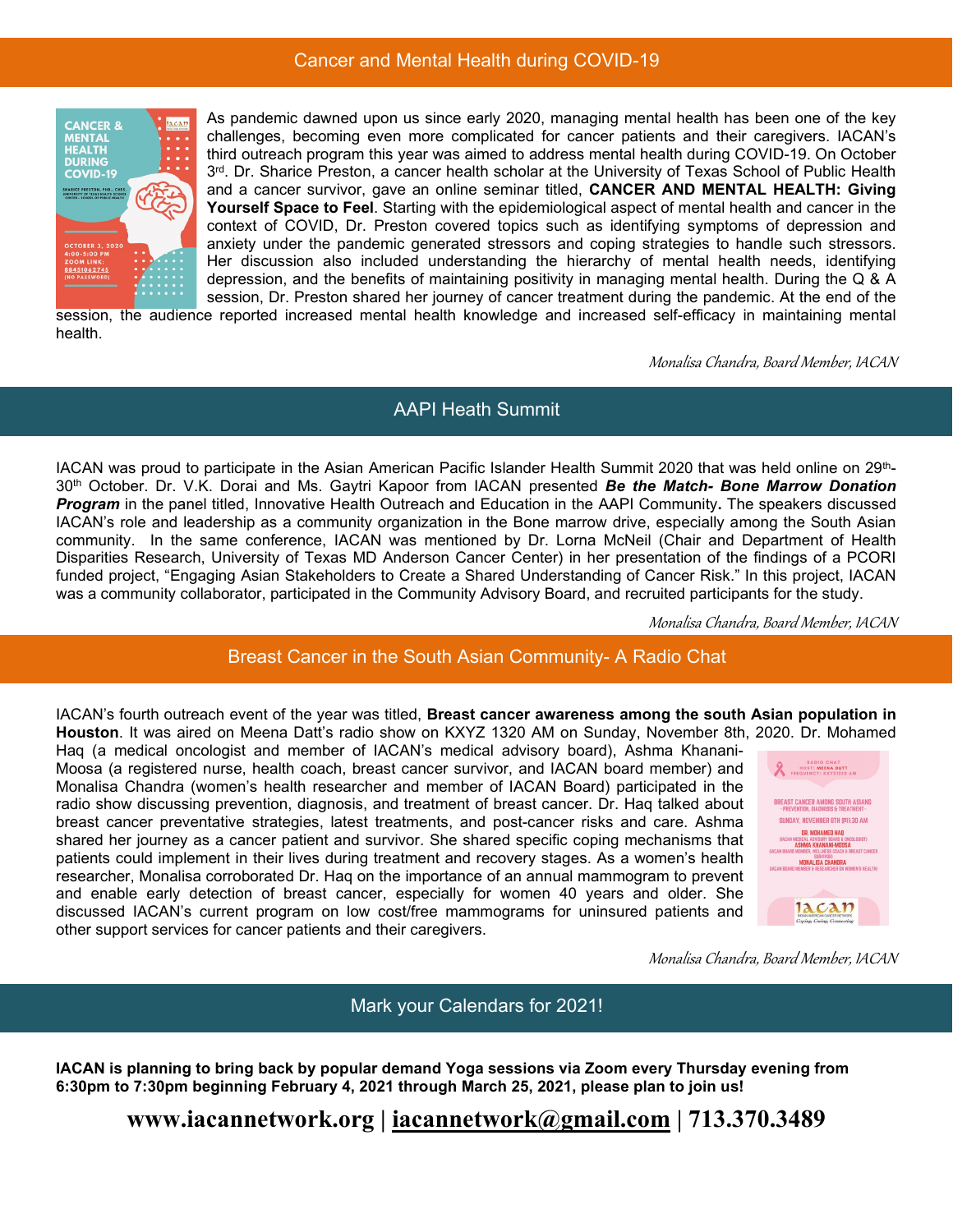## Cancer and Mental Health during COVID-19

As pandemic dawned upon us since early 2020, managing mental health has been one of the key challenges, becoming even more complicated for cancer patients and their caregivers. IACAN's third outreach program this year was aimed to address mental health during COVID-19. On October 3rd. Dr. Sharice Preston, a cancer health scholar at the University of Texas School of Public Health and a cancer survivor, gave an online seminar titled, **CANCER AND MENTAL HEALTH: Giving Yourself Space to Feel**. Starting with the epidemiological aspect of mental health and cancer in the context of COVID, Dr. Preston covered topics such as identifying symptoms of depression and anxiety under the pandemic generated stressors and coping strategies to handle such stressors. Her discussion also included understanding the hierarchy of mental health needs, identifying depression, and the benefits of maintaining positivity in managing mental health. During the Q & A session, Dr. Preston shared her journey of cancer treatment during the pandemic. At the end of the session, the audience reported increased mental health knowledge and increased self-efficacy in maintaining mental health.

*Monalisa Chandra, Board Member, IACAN*

## AAPI Heath Summit

IACAN was proud to participate in the Asian American Pacific Islander Health Summit 2020 that was held online on 29th-30th October. Dr. V.K. Dorai and Ms. Gaytri Kapoor from IACAN presented ***Be the Match- Bone Marrow Donation Program*** in the panel titled, Innovative Health Outreach and Education in the AAPI Community**.** The speakers discussed IACAN's role and leadership as a community organization in the Bone marrow drive, especially among the South Asian community. In the same conference, IACAN was mentioned by Dr. Lorna McNeil (Chair and Department of Health Disparities Research, University of Texas MD Anderson Cancer Center) in her presentation of the findings of a PCORI funded project, "Engaging Asian Stakeholders to Create a Shared Understanding of Cancer Risk." In this project, IACAN was a community collaborator, participated in the Community Advisory Board, and recruited participants for the study.

*Monalisa Chandra, Board Member, IACAN*

## Breast Cancer in the South Asian Community- A Radio Chat

IACAN's fourth outreach event of the year was titled, **Breast cancer awareness among the south Asian population in Houston**. It was aired on Meena Datt's radio show on KXYZ 1320 AM on Sunday, November 8th, 2020. Dr. Mohamed Haq (a medical oncologist and member of IACAN's medical advisory board), Ashma Khanani-Moosa (a registered nurse, health coach, breast cancer survivor, and IACAN board member) and Monalisa Chandra (women's health researcher and member of IACAN Board) participated in the radio show discussing prevention, diagnosis, and treatment of breast cancer. Dr. Haq talked about breast cancer preventative strategies, latest treatments, and post-cancer risks and care. Ashma shared her journey as a cancer patient and survivor. She shared specific coping mechanisms that patients could implement in their lives during treatment and recovery stages. As a women's health researcher, Monalisa corroborated Dr. Haq on the importance of an annual mammogram to prevent and enable early detection of breast cancer, especially for women 40 years and older. She discussed IACAN's current program on low cost/free mammograms for uninsured patients and other support services for cancer patients and their caregivers.

*Monalisa Chandra, Board Member, IACAN*

## Mark your Calendars for 2021!

**IACAN is planning to bring back by popular demand Yoga sessions via Zoom every Thursday evening from 6:30pm to 7:30pm beginning February 4, 2021 through March 25, 2021, please plan to join us!**

**www.iacannetwork.org | iacannetwork@gmail.com | 713.370.3489**